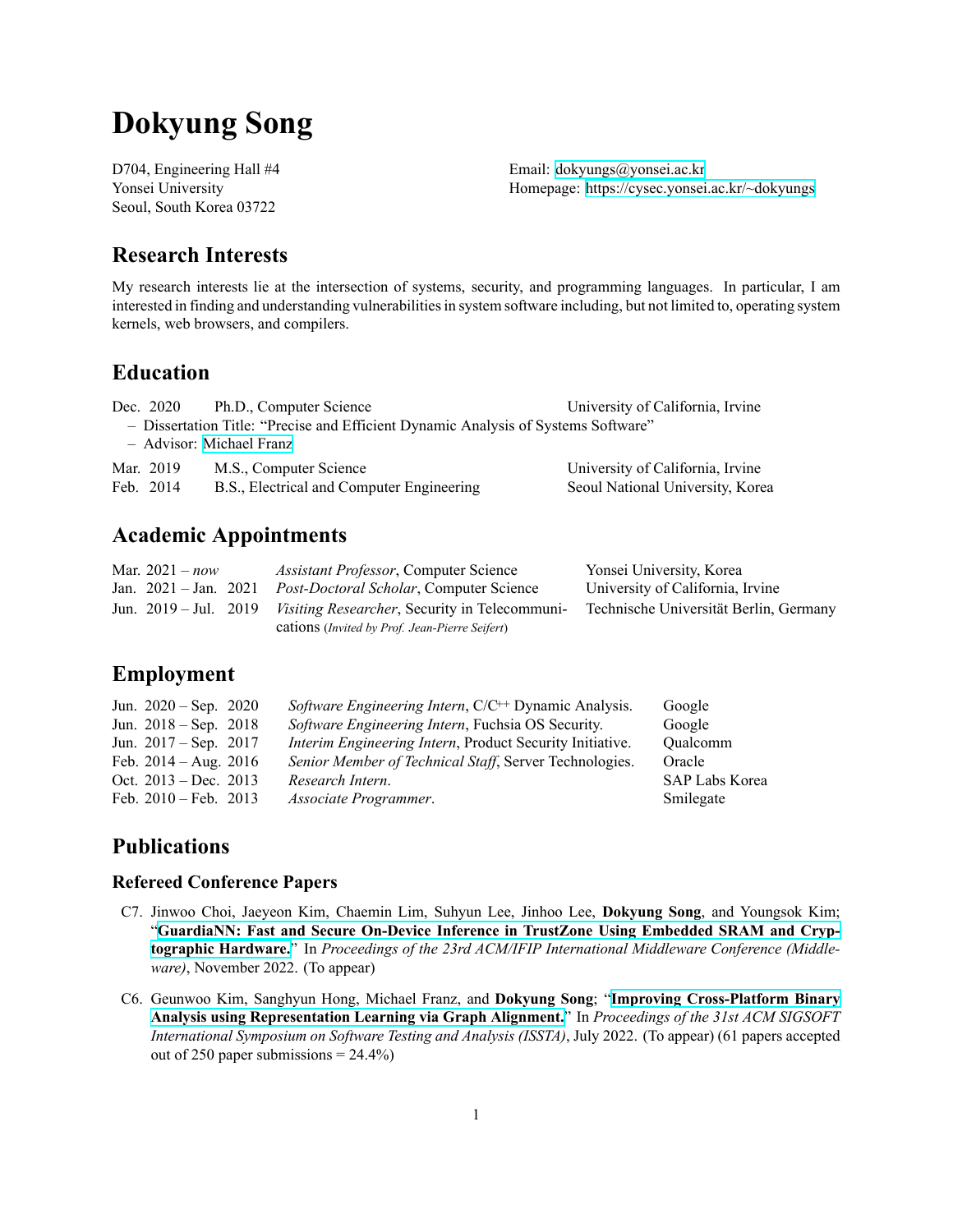# Dokyung Song

D704, Engineering Hall #4
Yonsei University
Seoul, South Korea 03722

Email: dokyungs@yonsei.ac.kr
Homepage: https://cysec.yonsei.ac.kr/~dokyungs

## Research Interests

My research interests lie at the intersection of systems, security, and programming languages. In particular, I am interested in finding and understanding vulnerabilities in system software including, but not limited to, operating system kernels, web browsers, and compilers.

## Education

| | | |
|---|---|---|
| Dec. 2020 | Ph.D., Computer Science | University of California, Irvine |

- Dissertation Title: “Precise and Efficient Dynamic Analysis of Systems Software”
- Advisor: Michael Franz

| | | |
|---|---|---|
| Mar. 2019 | M.S., Computer Science | University of California, Irvine |
| Feb. 2014 | B.S., Electrical and Computer Engineering | Seoul National University, Korea |

## Academic Appointments

| | | |
|---|---|---|
| Mar. 2021 – *now* | *Assistant Professor*, Computer Science | Yonsei University, Korea |
| Jan. 2021 – Jan. 2021 | *Post-Doctoral Scholar*, Computer Science | University of California, Irvine |
| Jun. 2019 – Jul. 2019 | *Visiting Researcher*, Security in Telecommunications (*Invited by Prof. Jean-Pierre Seifert*) | Technische Universität Berlin, Germany |

## Employment

| | | |
|---|---|---|
| Jun. 2020 – Sep. 2020 | *Software Engineering Intern*, C/C++ Dynamic Analysis. | Google |
| Jun. 2018 – Sep. 2018 | *Software Engineering Intern*, Fuchsia OS Security. | Google |
| Jun. 2017 – Sep. 2017 | *Interim Engineering Intern*, Product Security Initiative. | Qualcomm |
| Feb. 2014 – Aug. 2016 | *Senior Member of Technical Staff*, Server Technologies. | Oracle |
| Oct. 2013 – Dec. 2013 | *Research Intern*. | SAP Labs Korea |
| Feb. 2010 – Feb. 2013 | *Associate Programmer*. | Smilegate |

## Publications

### Refereed Conference Papers

C7. Jinwoo Choi, Jaeyeon Kim, Chaemin Lim, Suhyun Lee, Jinhoo Lee, **Dokyung Song**, and Youngsok Kim; “**GuardiaNN: Fast and Secure On-Device Inference in TrustZone Using Embedded SRAM and Cryptographic Hardware.**” In *Proceedings of the 23rd ACM/IFIP International Middleware Conference (Middleware)*, November 2022. (To appear)

C6. Geunwoo Kim, Sanghyun Hong, Michael Franz, and **Dokyung Song**; “**Improving Cross-Platform Binary Analysis using Representation Learning via Graph Alignment.**” In *Proceedings of the 31st ACM SIGSOFT International Symposium on Software Testing and Analysis (ISSTA)*, July 2022. (To appear) (61 papers accepted out of 250 paper submissions = 24.4%)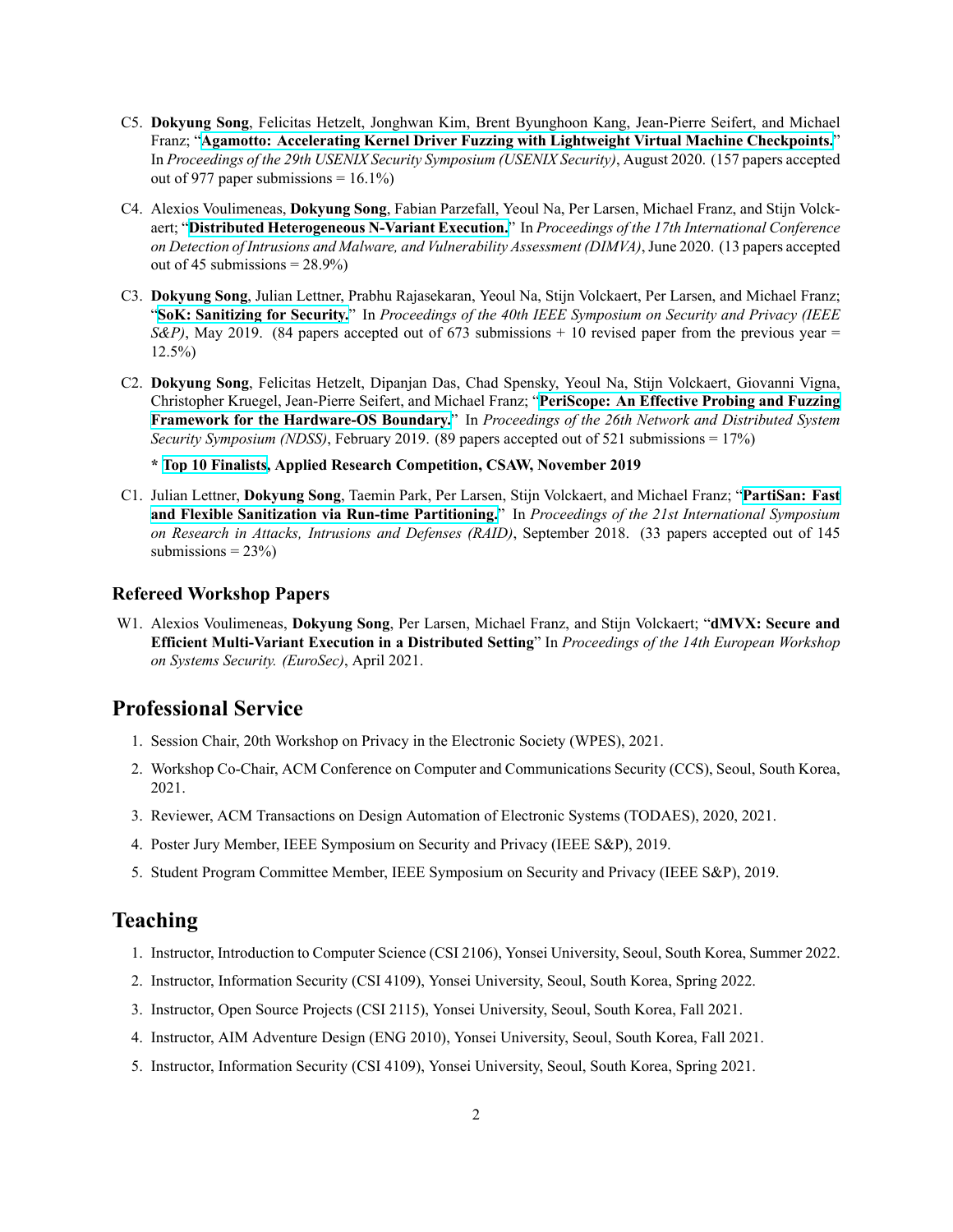C5. **Dokyung Song**, Felicitas Hetzelt, Jonghwan Kim, Brent Byunghoon Kang, Jean-Pierre Seifert, and Michael Franz; "**Agamotto: Accelerating Kernel Driver Fuzzing with Lightweight Virtual Machine Checkpoints.**" In *Proceedings of the 29th USENIX Security Symposium (USENIX Security)*, August 2020. (157 papers accepted out of 977 paper submissions = 16.1%)

C4. Alexios Voulimeneas, **Dokyung Song**, Fabian Parzefall, Yeoul Na, Per Larsen, Michael Franz, and Stijn Volckaert; "**Distributed Heterogeneous N-Variant Execution.**" In *Proceedings of the 17th International Conference on Detection of Intrusions and Malware, and Vulnerability Assessment (DIMVA)*, June 2020. (13 papers accepted out of 45 submissions = 28.9%)

C3. **Dokyung Song**, Julian Lettner, Prabhu Rajasekaran, Yeoul Na, Stijn Volckaert, Per Larsen, and Michael Franz; "**SoK: Sanitizing for Security.**" In *Proceedings of the 40th IEEE Symposium on Security and Privacy (IEEE S&P)*, May 2019. (84 papers accepted out of 673 submissions + 10 revised paper from the previous year = 12.5%)

C2. **Dokyung Song**, Felicitas Hetzelt, Dipanjan Das, Chad Spensky, Yeoul Na, Stijn Volckaert, Giovanni Vigna, Christopher Kruegel, Jean-Pierre Seifert, and Michael Franz; "**PeriScope: An Effective Probing and Fuzzing Framework for the Hardware-OS Boundary.**" In *Proceedings of the 26th Network and Distributed System Security Symposium (NDSS)*, February 2019. (89 papers accepted out of 521 submissions = 17%)

**\* Top 10 Finalists, Applied Research Competition, CSAW, November 2019**

C1. Julian Lettner, **Dokyung Song**, Taemin Park, Per Larsen, Stijn Volckaert, and Michael Franz; "**PartiSan: Fast and Flexible Sanitization via Run-time Partitioning.**" In *Proceedings of the 21st International Symposium on Research in Attacks, Intrusions and Defenses (RAID)*, September 2018. (33 papers accepted out of 145 submissions = 23%)

### Refereed Workshop Papers

W1. Alexios Voulimeneas, **Dokyung Song**, Per Larsen, Michael Franz, and Stijn Volckaert; "**dMVX: Secure and Efficient Multi-Variant Execution in a Distributed Setting**" In *Proceedings of the 14th European Workshop on Systems Security. (EuroSec)*, April 2021.

## Professional Service

1. Session Chair, 20th Workshop on Privacy in the Electronic Society (WPES), 2021.
2. Workshop Co-Chair, ACM Conference on Computer and Communications Security (CCS), Seoul, South Korea, 2021.
3. Reviewer, ACM Transactions on Design Automation of Electronic Systems (TODAES), 2020, 2021.
4. Poster Jury Member, IEEE Symposium on Security and Privacy (IEEE S&P), 2019.
5. Student Program Committee Member, IEEE Symposium on Security and Privacy (IEEE S&P), 2019.

## Teaching

1. Instructor, Introduction to Computer Science (CSI 2106), Yonsei University, Seoul, South Korea, Summer 2022.
2. Instructor, Information Security (CSI 4109), Yonsei University, Seoul, South Korea, Spring 2022.
3. Instructor, Open Source Projects (CSI 2115), Yonsei University, Seoul, South Korea, Fall 2021.
4. Instructor, AIM Adventure Design (ENG 2010), Yonsei University, Seoul, South Korea, Fall 2021.
5. Instructor, Information Security (CSI 4109), Yonsei University, Seoul, South Korea, Spring 2021.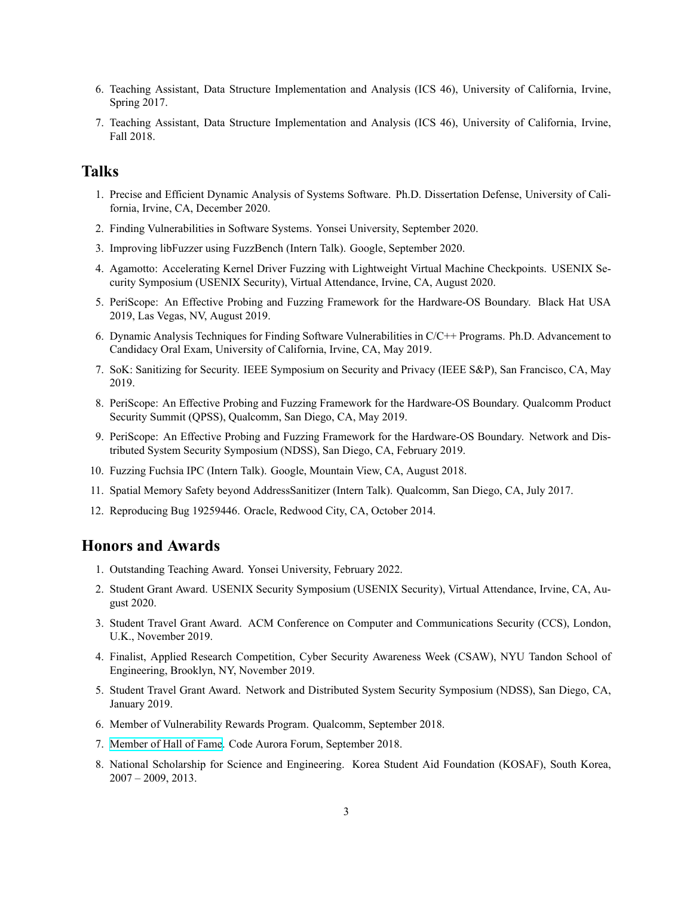6. Teaching Assistant, Data Structure Implementation and Analysis (ICS 46), University of California, Irvine, Spring 2017.
7. Teaching Assistant, Data Structure Implementation and Analysis (ICS 46), University of California, Irvine, Fall 2018.

## Talks

1. Precise and Efficient Dynamic Analysis of Systems Software. Ph.D. Dissertation Defense, University of California, Irvine, CA, December 2020.
2. Finding Vulnerabilities in Software Systems. Yonsei University, September 2020.
3. Improving libFuzzer using FuzzBench (Intern Talk). Google, September 2020.
4. Agamotto: Accelerating Kernel Driver Fuzzing with Lightweight Virtual Machine Checkpoints. USENIX Security Symposium (USENIX Security), Virtual Attendance, Irvine, CA, August 2020.
5. PeriScope: An Effective Probing and Fuzzing Framework for the Hardware-OS Boundary. Black Hat USA 2019, Las Vegas, NV, August 2019.
6. Dynamic Analysis Techniques for Finding Software Vulnerabilities in C/C++ Programs. Ph.D. Advancement to Candidacy Oral Exam, University of California, Irvine, CA, May 2019.
7. SoK: Sanitizing for Security. IEEE Symposium on Security and Privacy (IEEE S&P), San Francisco, CA, May 2019.
8. PeriScope: An Effective Probing and Fuzzing Framework for the Hardware-OS Boundary. Qualcomm Product Security Summit (QPSS), Qualcomm, San Diego, CA, May 2019.
9. PeriScope: An Effective Probing and Fuzzing Framework for the Hardware-OS Boundary. Network and Distributed System Security Symposium (NDSS), San Diego, CA, February 2019.
10. Fuzzing Fuchsia IPC (Intern Talk). Google, Mountain View, CA, August 2018.
11. Spatial Memory Safety beyond AddressSanitizer (Intern Talk). Qualcomm, San Diego, CA, July 2017.
12. Reproducing Bug 19259446. Oracle, Redwood City, CA, October 2014.

## Honors and Awards

1. Outstanding Teaching Award. Yonsei University, February 2022.
2. Student Grant Award. USENIX Security Symposium (USENIX Security), Virtual Attendance, Irvine, CA, August 2020.
3. Student Travel Grant Award. ACM Conference on Computer and Communications Security (CCS), London, U.K., November 2019.
4. Finalist, Applied Research Competition, Cyber Security Awareness Week (CSAW), NYU Tandon School of Engineering, Brooklyn, NY, November 2019.
5. Student Travel Grant Award. Network and Distributed System Security Symposium (NDSS), San Diego, CA, January 2019.
6. Member of Vulnerability Rewards Program. Qualcomm, September 2018.
7. Member of Hall of Fame. Code Aurora Forum, September 2018.
8. National Scholarship for Science and Engineering. Korea Student Aid Foundation (KOSAF), South Korea, 2007 – 2009, 2013.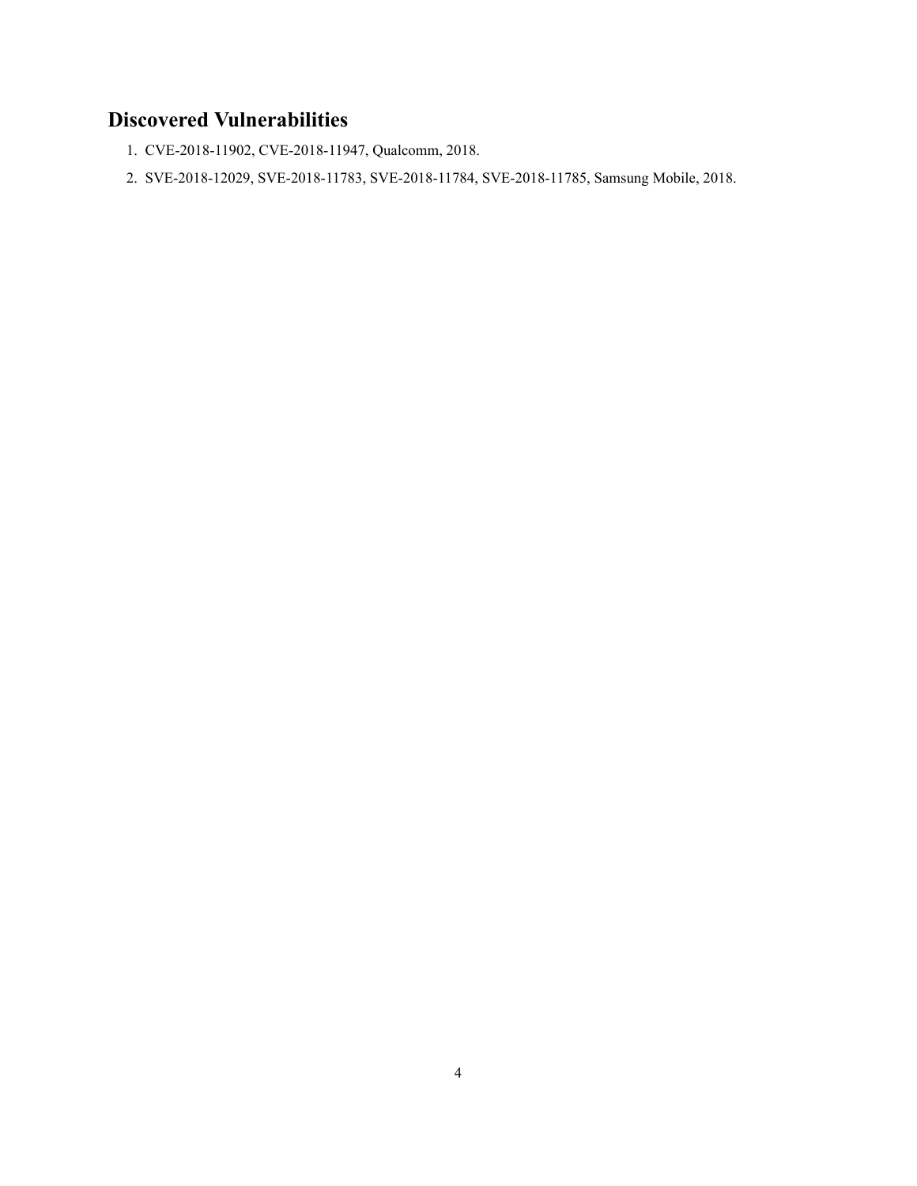## Discovered Vulnerabilities

1. CVE-2018-11902, CVE-2018-11947, Qualcomm, 2018.
2. SVE-2018-12029, SVE-2018-11783, SVE-2018-11784, SVE-2018-11785, Samsung Mobile, 2018.